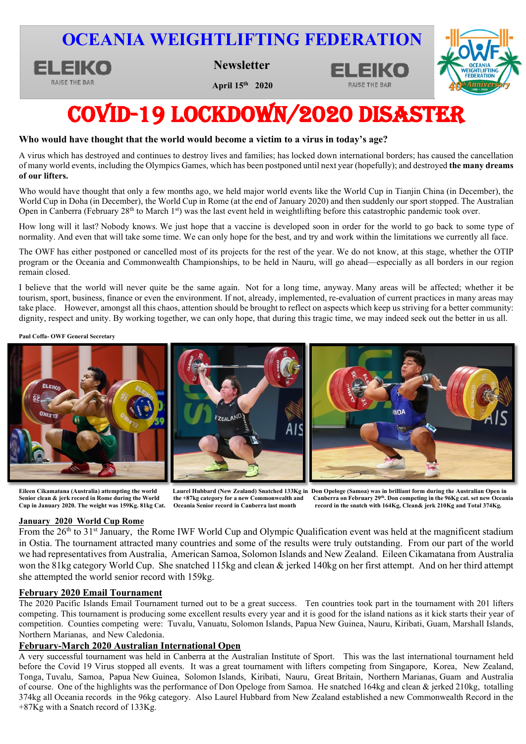# OCEANIA WEIGHTLIFTING FEDERATION

ELEIKO RAISE THE BAR

**Newsletter**

**April 15th 2020**

# COVID-19 LOCKDOWN/2020 DISASTER

**Who would have thought that the world would become a victim to a virus in today's age?**

A virus which has destroyed and continues to destroy lives and families; has locked down international borders; has caused the cancellation of many world events, including the Olympics Games, which has been postponed until next year (hopefully); and destroyed **the many dreams of our lifters.**

Who would have thought that only a few months ago, we held major world events like the World Cup in Tianjin China (in December), the World Cup in Doha (in December), the World Cup in Rome (at the end of January 2020) and then suddenly our sport stopped. The Australian Open in Canberra (February 28th to March 1st) was the last event held in weightlifting before this catastrophic pandemic took over.

How long will it last? Nobody knows. We just hope that a vaccine is developed soon in order for the world to go back to some type of normality. And even that will take some time. We can only hope for the best, and try and work within the limitations we currently all face.

The OWF has either postponed or cancelled most of its projects for the rest of the year. We do not know, at this stage, whether the OTIP program or the Oceania and Commonwealth Championships, to be held in Nauru, will go ahead—especially as all borders in our region remain closed.

I believe that the world will never quite be the same again. Not for a long time, anyway. Many areas will be affected; whether it be tourism, sport, business, finance or even the environment. If not, already, implemented, re-evaluation of current practices in many areas may take place. However, amongst all this chaos, attention should be brought to reflect on aspects which keep us striving for a better community: dignity, respect and unity. By working together, we can only hope, that during this tragic time, we may indeed seek out the better in us all.

**Paul Coffa- OWF General Secretary**

**Eileen Cikamatana (Australia) attempting the world Senior clean & jerk record in Rome during the World Cup in January 2020. The weight was 159Kg. 81kg Cat.**

**Laurel Hubbard (New Zealand) Snatched 133Kg in the +87kg category for a new Commonwealth and Oceania Senior record in Canberra last month**

**Don Opeloge (Samoa) was in brilliant form during the Australian Open in Canberra on February 29th. Don competing in the 96Kg cat. set new Oceania record in the snatch with 164Kg, Clean& jerk 210Kg and Total 374Kg.**

## January 2020 World Cup Rome

From the 26th to 31st January, the Rome IWF World Cup and Olympic Qualification event was held at the magnificent stadium in Ostia. The tournament attracted many countries and some of the results were truly outstanding. From our part of the world we had representatives from Australia, American Samoa, Solomon Islands and New Zealand. Eileen Cikamatana from Australia won the 81kg category World Cup. She snatched 115kg and clean & jerked 140kg on her first attempt. And on her third attempt she attempted the world senior record with 159kg.

## February 2020 Email Tournament

The 2020 Pacific Islands Email Tournament turned out to be a great success. Ten countries took part in the tournament with 201 lifters competing. This tournament is producing some excellent results every year and it is good for the island nations as it kick starts their year of competition. Counties competing were: Tuvalu, Vanuatu, Solomon Islands, Papua New Guinea, Nauru, Kiribati, Guam, Marshall Islands, Northern Marianas, and New Caledonia.

## February-March 2020 Australian International Open

A very successful tournament was held in Canberra at the Australian Institute of Sport. This was the last international tournament held before the Covid 19 Virus stopped all events. It was a great tournament with lifters competing from Singapore, Korea, New Zealand, Tonga, Tuvalu, Samoa, Papua New Guinea, Solomon Islands, Kiribati, Nauru, Great Britain, Northern Marianas, Guam and Australia of course. One of the highlights was the performance of Don Opeloge from Samoa. He snatched 164kg and clean & jerked 210kg, totalling 374kg all Oceania records in the 96kg category. Also Laurel Hubbard from New Zealand established a new Commonwealth Record in the +87Kg with a Snatch record of 133Kg.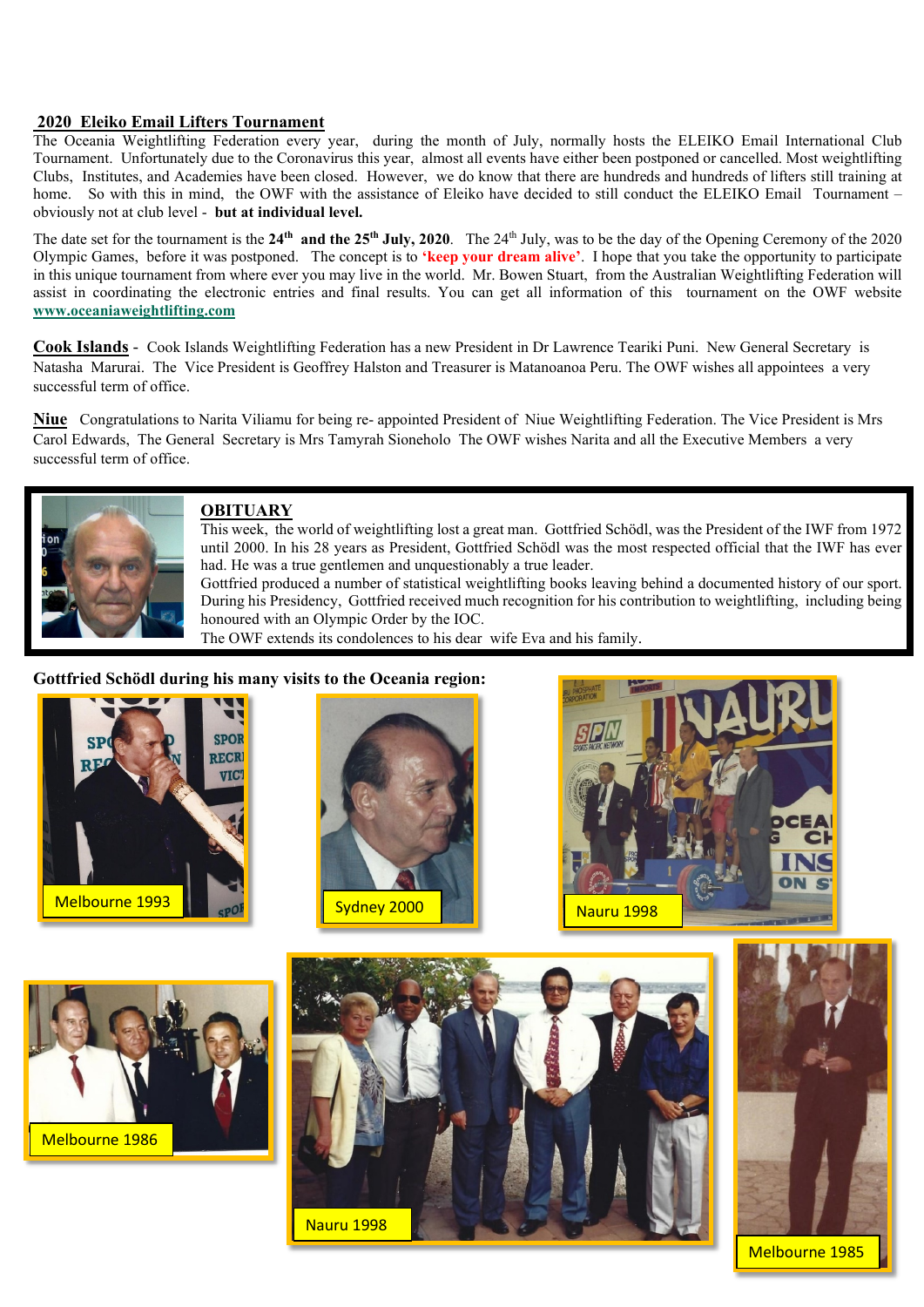## 2020 Eleiko Email Lifters Tournament

The Oceania Weightlifting Federation every year, during the month of July, normally hosts the ELEIKO Email International Club Tournament. Unfortunately due to the Coronavirus this year, almost all events have either been postponed or cancelled. Most weightlifting Clubs, Institutes, and Academies have been closed. However, we do know that there are hundreds and hundreds of lifters still training at home. So with this in mind, the OWF with the assistance of Eleiko have decided to still conduct the ELEIKO Email Tournament – obviously not at club level - **but at individual level.**

The date set for the tournament is the **24th and the 25th July, 2020**. The 24th July, was to be the day of the Opening Ceremony of the 2020 Olympic Games, before it was postponed. The concept is to **'keep your dream alive'**. I hope that you take the opportunity to participate in this unique tournament from where ever you may live in the world. Mr. Bowen Stuart, from the Australian Weightlifting Federation will assist in coordinating the electronic entries and final results. You can get all information of this tournament on the OWF website **www.oceaniaweightlifting.com**

**Cook Islands** - Cook Islands Weightlifting Federation has a new President in Dr Lawrence Teariki Puni. New General Secretary is Natasha Marurai. The Vice President is Geoffrey Halston and Treasurer is Matanoanoa Peru. The OWF wishes all appointees a very successful term of office.

**Niue** Congratulations to Narita Viliamu for being re- appointed President of Niue Weightlifting Federation. The Vice President is Mrs Carol Edwards, The General Secretary is Mrs Tamyrah Sioneholo The OWF wishes Narita and all the Executive Members a very successful term of office.

## OBITUARY

This week, the world of weightlifting lost a great man. Gottfried Schödl, was the President of the IWF from 1972 until 2000. In his 28 years as President, Gottfried Schödl was the most respected official that the IWF has ever had. He was a true gentlemen and unquestionably a true leader.

Gottfried produced a number of statistical weightlifting books leaving behind a documented history of our sport. During his Presidency, Gottfried received much recognition for his contribution to weightlifting, including being honoured with an Olympic Order by the IOC.

The OWF extends its condolences to his dear wife Eva and his family.

**Gottfried Schödl during his many visits to the Oceania region:**

Melbourne 1993

Sydney 2000

Nauru 1998

Melbourne 1986

Nauru 1998

Melbourne 1985